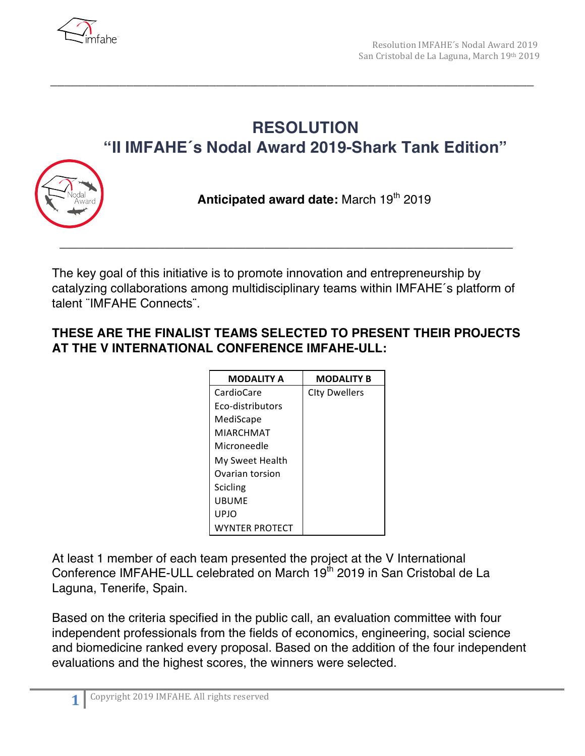# RESOLUTION
## "II IMFAHE´s Nodal Award 2019-Shark Tank Edition"

**Anticipated award date:** March 19th 2019

The key goal of this initiative is to promote innovation and entrepreneurship by catalyzing collaborations among multidisciplinary teams within IMFAHE´s platform of talent ¨IMFAHE Connects¨.

**THESE ARE THE FINALIST TEAMS SELECTED TO PRESENT THEIR PROJECTS AT THE V INTERNATIONAL CONFERENCE IMFAHE-ULL:**

| MODALITY A | MODALITY B |
|---|---|
| CardioCare | CIty Dwellers |
| Eco-distributors | |
| MediScape | |
| MIARCHMAT | |
| Microneedle | |
| My Sweet Health | |
| Ovarian torsion | |
| Scicling | |
| UBUME | |
| UPJO | |
| WYNTER PROTECT | |

At least 1 member of each team presented the project at the V International Conference IMFAHE-ULL celebrated on March 19th 2019 in San Cristobal de La Laguna, Tenerife, Spain.

Based on the criteria specified in the public call, an evaluation committee with four independent professionals from the fields of economics, engineering, social science and biomedicine ranked every proposal. Based on the addition of the four independent evaluations and the highest scores, the winners were selected.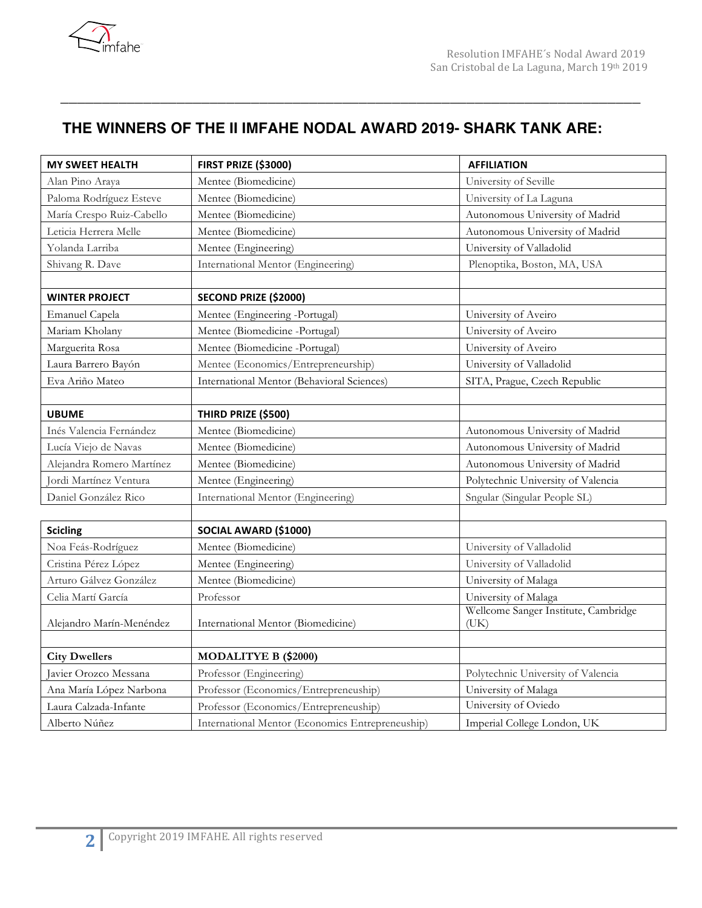## THE WINNERS OF THE II IMFAHE NODAL AWARD 2019- SHARK TANK ARE:

| **MY SWEET HEALTH** | **FIRST PRIZE ($3000)** | **AFFILIATION** |
|---|---|---|
| Alan Pino Araya | Mentee (Biomedicine) | University of Seville |
| Paloma Rodríguez Esteve | Mentee (Biomedicine) | University of La Laguna |
| María Crespo Ruiz-Cabello | Mentee (Biomedicine) | Autonomous University of Madrid |
| Leticia Herrera Melle | Mentee (Biomedicine) | Autonomous University of Madrid |
| Yolanda Larriba | Mentee (Engineering) | University of Valladolid |
| Shivang R. Dave | International Mentor (Engineering) | Plenoptika, Boston, MA, USA |
| | | |
| **WINTER PROJECT** | **SECOND PRIZE ($2000)** | |
| Emanuel Capela | Mentee (Engineering -Portugal) | University of Aveiro |
| Mariam Kholany | Mentee (Biomedicine -Portugal) | University of Aveiro |
| Marguerita Rosa | Mentee (Biomedicine -Portugal) | University of Aveiro |
| Laura Barrero Bayón | Mentee (Economics/Entrepreneurship) | University of Valladolid |
| Eva Ariño Mateo | International Mentor (Behavioral Sciences) | SITA, Prague, Czech Republic |
| | | |
| **UBUME** | **THIRD PRIZE ($500)** | |
| Inés Valencia Fernández | Mentee (Biomedicine) | Autonomous University of Madrid |
| Lucía Viejo de Navas | Mentee (Biomedicine) | Autonomous University of Madrid |
| Alejandra Romero Martínez | Mentee (Biomedicine) | Autonomous University of Madrid |
| Jordi Martínez Ventura | Mentee (Engineering) | Polytechnic University of Valencia |
| Daniel González Rico | International Mentor (Engineering) | Sngular (Singular People SL) |
| | | |
| **Scicling** | **SOCIAL AWARD ($1000)** | |
| Noa Feás-Rodríguez | Mentee (Biomedicine) | University of Valladolid |
| Cristina Pérez López | Mentee (Engineering) | University of Valladolid |
| Arturo Gálvez González | Mentee (Biomedicine) | University of Malaga |
| Celia Martí García | Professor | University of Malaga |
| Alejandro Marín-Menéndez | International Mentor (Biomedicine) | Wellcome Sanger Institute, Cambridge (UK) |
| | | |
| **City Dwellers** | **MODALITYE B ($2000)** | |
| Javier Orozco Messana | Professor (Engineering) | Polytechnic University of Valencia |
| Ana María López Narbona | Professor (Economics/Entrepreneurship) | University of Malaga |
| Laura Calzada-Infante | Professor (Economics/Entrepreneurship) | University of Oviedo |
| Alberto Núñez | International Mentor (Economics Entrepreneurship) | Imperial College London, UK |